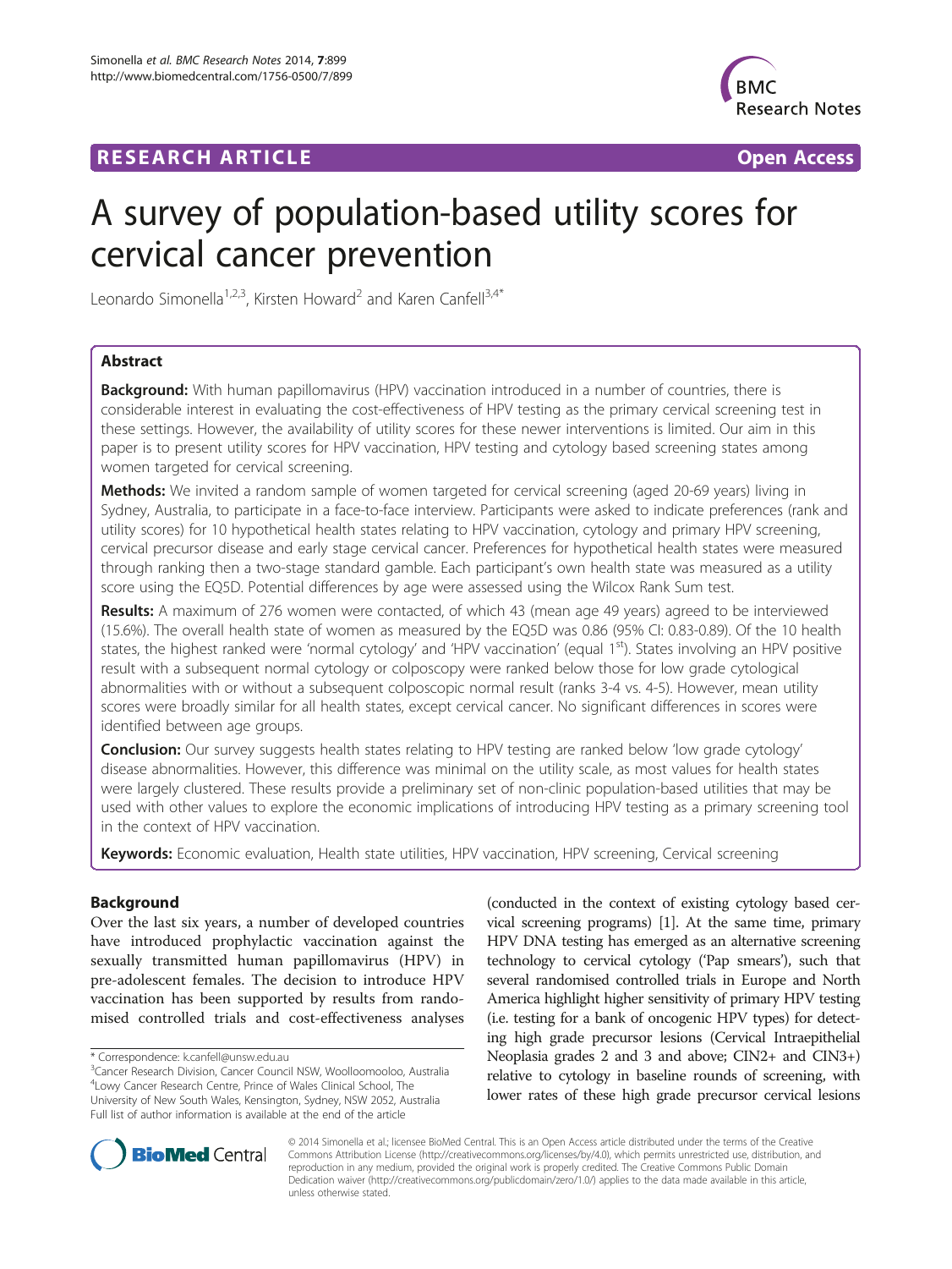RESEARCH ARTICLE **Open Access**

# A survey of population-based utility scores for cervical cancer prevention

Leonardo Simonella[1,2,3], Kirsten Howard[2] and Karen Canfell[3,4*]

## Abstract

**Background:** With human papillomavirus (HPV) vaccination introduced in a number of countries, there is considerable interest in evaluating the cost-effectiveness of HPV testing as the primary cervical screening test in these settings. However, the availability of utility scores for these newer interventions is limited. Our aim in this paper is to present utility scores for HPV vaccination, HPV testing and cytology based screening states among women targeted for cervical screening.

**Methods:** We invited a random sample of women targeted for cervical screening (aged 20-69 years) living in Sydney, Australia, to participate in a face-to-face interview. Participants were asked to indicate preferences (rank and utility scores) for 10 hypothetical health states relating to HPV vaccination, cytology and primary HPV screening, cervical precursor disease and early stage cervical cancer. Preferences for hypothetical health states were measured through ranking then a two-stage standard gamble. Each participant's own health state was measured as a utility score using the EQ5D. Potential differences by age were assessed using the Wilcox Rank Sum test.

**Results:** A maximum of 276 women were contacted, of which 43 (mean age 49 years) agreed to be interviewed (15.6%). The overall health state of women as measured by the EQ5D was 0.86 (95% CI: 0.83-0.89). Of the 10 health states, the highest ranked were 'normal cytology' and 'HPV vaccination' (equal 1st). States involving an HPV positive result with a subsequent normal cytology or colposcopy were ranked below those for low grade cytological abnormalities with or without a subsequent colposcopic normal result (ranks 3-4 vs. 4-5). However, mean utility scores were broadly similar for all health states, except cervical cancer. No significant differences in scores were identified between age groups.

**Conclusion:** Our survey suggests health states relating to HPV testing are ranked below 'low grade cytology' disease abnormalities. However, this difference was minimal on the utility scale, as most values for health states were largely clustered. These results provide a preliminary set of non-clinic population-based utilities that may be used with other values to explore the economic implications of introducing HPV testing as a primary screening tool in the context of HPV vaccination.

**Keywords:** Economic evaluation, Health state utilities, HPV vaccination, HPV screening, Cervical screening

## Background

Over the last six years, a number of developed countries have introduced prophylactic vaccination against the sexually transmitted human papillomavirus (HPV) in pre-adolescent females. The decision to introduce HPV vaccination has been supported by results from randomised controlled trials and cost-effectiveness analyses (conducted in the context of existing cytology based cervical screening programs) [1]. At the same time, primary HPV DNA testing has emerged as an alternative screening technology to cervical cytology ('Pap smears'), such that several randomised controlled trials in Europe and North America highlight higher sensitivity of primary HPV testing (i.e. testing for a bank of oncogenic HPV types) for detecting high grade precursor lesions (Cervical Intraepithelial Neoplasia grades 2 and 3 and above; CIN2+ and CIN3+) relative to cytology in baseline rounds of screening, with lower rates of these high grade precursor cervical lesions

\* Correspondence: k.canfell@unsw.edu.au
[3]Cancer Research Division, Cancer Council NSW, Woolloomooloo, Australia
[4]Lowy Cancer Research Centre, Prince of Wales Clinical School, The University of New South Wales, Kensington, Sydney, NSW 2052, Australia
Full list of author information is available at the end of the article

© 2014 Simonella et al.; licensee BioMed Central. This is an Open Access article distributed under the terms of the Creative Commons Attribution License (http://creativecommons.org/licenses/by/4.0), which permits unrestricted use, distribution, and reproduction in any medium, provided the original work is properly credited. The Creative Commons Public Domain Dedication waiver (http://creativecommons.org/publicdomain/zero/1.0/) applies to the data made available in this article, unless otherwise stated.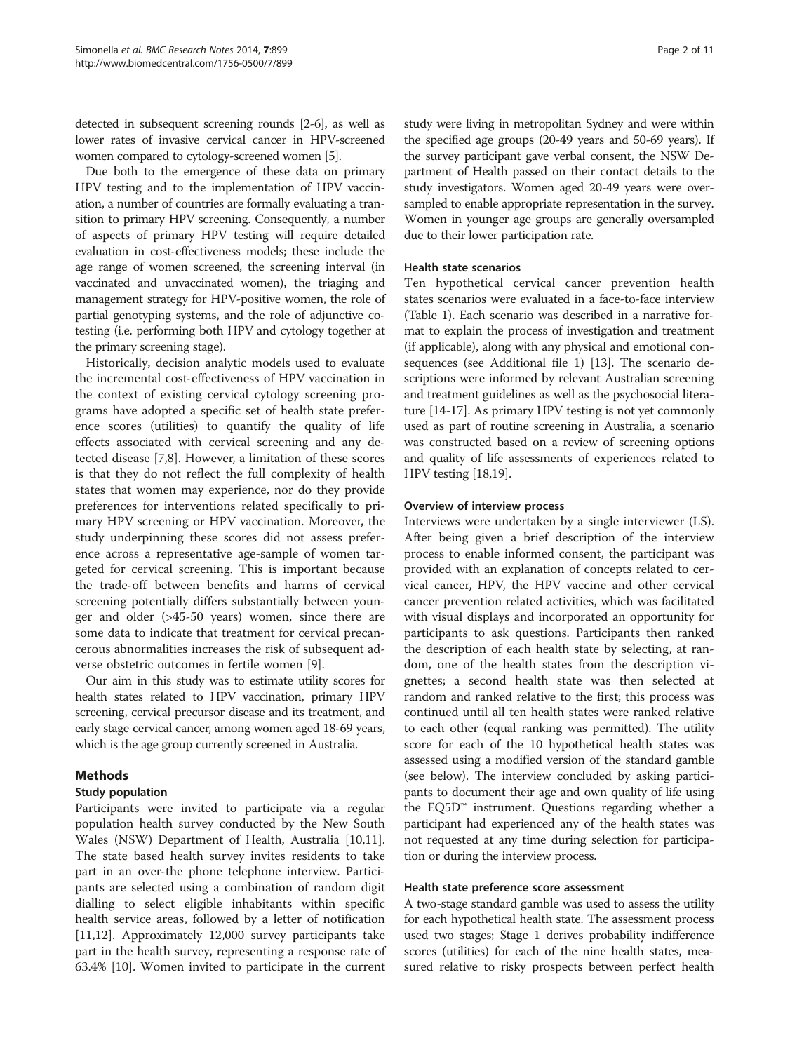detected in subsequent screening rounds [2-6], as well as lower rates of invasive cervical cancer in HPV-screened women compared to cytology-screened women [5].

Due both to the emergence of these data on primary HPV testing and to the implementation of HPV vaccination, a number of countries are formally evaluating a transition to primary HPV screening. Consequently, a number of aspects of primary HPV testing will require detailed evaluation in cost-effectiveness models; these include the age range of women screened, the screening interval (in vaccinated and unvaccinated women), the triaging and management strategy for HPV-positive women, the role of partial genotyping systems, and the role of adjunctive co-testing (i.e. performing both HPV and cytology together at the primary screening stage).

Historically, decision analytic models used to evaluate the incremental cost-effectiveness of HPV vaccination in the context of existing cervical cytology screening programs have adopted a specific set of health state preference scores (utilities) to quantify the quality of life effects associated with cervical screening and any detected disease [7,8]. However, a limitation of these scores is that they do not reflect the full complexity of health states that women may experience, nor do they provide preferences for interventions related specifically to primary HPV screening or HPV vaccination. Moreover, the study underpinning these scores did not assess preference across a representative age-sample of women targeted for cervical screening. This is important because the trade-off between benefits and harms of cervical screening potentially differs substantially between younger and older (>45-50 years) women, since there are some data to indicate that treatment for cervical precancerous abnormalities increases the risk of subsequent adverse obstetric outcomes in fertile women [9].

Our aim in this study was to estimate utility scores for health states related to HPV vaccination, primary HPV screening, cervical precursor disease and its treatment, and early stage cervical cancer, among women aged 18-69 years, which is the age group currently screened in Australia.

## Methods

### Study population

Participants were invited to participate via a regular population health survey conducted by the New South Wales (NSW) Department of Health, Australia [10,11]. The state based health survey invites residents to take part in an over-the phone telephone interview. Participants are selected using a combination of random digit dialling to select eligible inhabitants within specific health service areas, followed by a letter of notification [11,12]. Approximately 12,000 survey participants take part in the health survey, representing a response rate of 63.4% [10]. Women invited to participate in the current study were living in metropolitan Sydney and were within the specified age groups (20-49 years and 50-69 years). If the survey participant gave verbal consent, the NSW Department of Health passed on their contact details to the study investigators. Women aged 20-49 years were oversampled to enable appropriate representation in the survey. Women in younger age groups are generally oversampled due to their lower participation rate.

### Health state scenarios

Ten hypothetical cervical cancer prevention health states scenarios were evaluated in a face-to-face interview (Table 1). Each scenario was described in a narrative format to explain the process of investigation and treatment (if applicable), along with any physical and emotional consequences (see Additional file 1) [13]. The scenario descriptions were informed by relevant Australian screening and treatment guidelines as well as the psychosocial literature [14-17]. As primary HPV testing is not yet commonly used as part of routine screening in Australia, a scenario was constructed based on a review of screening options and quality of life assessments of experiences related to HPV testing [18,19].

### Overview of interview process

Interviews were undertaken by a single interviewer (LS). After being given a brief description of the interview process to enable informed consent, the participant was provided with an explanation of concepts related to cervical cancer, HPV, the HPV vaccine and other cervical cancer prevention related activities, which was facilitated with visual displays and incorporated an opportunity for participants to ask questions. Participants then ranked the description of each health state by selecting, at random, one of the health states from the description vignettes; a second health state was then selected at random and ranked relative to the first; this process was continued until all ten health states were ranked relative to each other (equal ranking was permitted). The utility score for each of the 10 hypothetical health states was assessed using a modified version of the standard gamble (see below). The interview concluded by asking participants to document their age and own quality of life using the EQ5D™ instrument. Questions regarding whether a participant had experienced any of the health states was not requested at any time during selection for participation or during the interview process.

### Health state preference score assessment

A two-stage standard gamble was used to assess the utility for each hypothetical health state. The assessment process used two stages; Stage 1 derives probability indifference scores (utilities) for each of the nine health states, measured relative to risky prospects between perfect health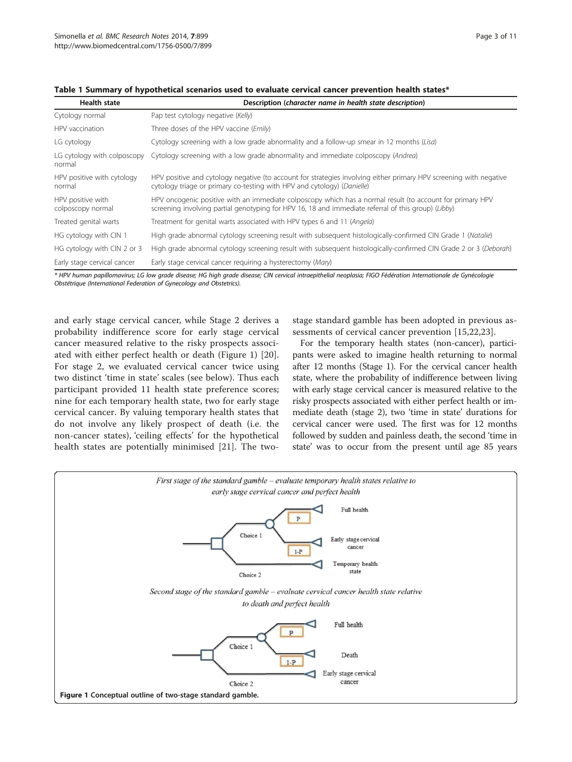**Table 1 Summary of hypothetical scenarios used to evaluate cervical cancer prevention health states***

| Health state | Description (*character name in health state description*) |
|---|---|
| Cytology normal | Pap test cytology negative (*Kelly*) |
| HPV vaccination | Three doses of the HPV vaccine (*Emily*) |
| LG cytology | Cytology screening with a low grade abnormality and a follow-up smear in 12 months (*Lisa*) |
| LG cytology with colposcopy normal | Cytology screening with a low grade abnormality and immediate colposcopy (*Andrea*) |
| HPV positive with cytology normal | HPV positive and cytology negative (to account for strategies involving either primary HPV screening with negative cytology triage or primary co-testing with HPV and cytology) (*Danielle*) |
| HPV positive with colposcopy normal | HPV oncogenic positive with an immediate colposcopy which has a normal result (to account for primary HPV screening involving partial genotyping for HPV 16, 18 and immediate referral of this group) (*Libby*) |
| Treated genital warts | Treatment for genital warts associated with HPV types 6 and 11 (*Angela*) |
| HG cytology with CIN 1 | High grade abnormal cytology screening result with subsequent histologically-confirmed CIN Grade 1 (*Natalie*) |
| HG cytology with CIN 2 or 3 | High grade abnormal cytology screening result with subsequent histologically-confirmed CIN Grade 2 or 3 (*Deborah*) |
| Early stage cervical cancer | Early stage cervical cancer requiring a hysterectomy (*Mary*) |

*\* HPV human papillomavirus; LG low grade disease; HG high grade disease; CIN cervical intraepithelial neoplasia; FIGO Fédération Internationale de Gynécologie Obstétrique (International Federation of Gynecology and Obstetrics).*

and early stage cervical cancer, while Stage 2 derives a probability indifference score for early stage cervical cancer measured relative to the risky prospects associated with either perfect health or death (Figure 1) [20]. For stage 2, we evaluated cervical cancer twice using two distinct 'time in state' scales (see below). Thus each participant provided 11 health state preference scores; nine for each temporary health state, two for early stage cervical cancer. By valuing temporary health states that do not involve any likely prospect of death (i.e. the non-cancer states), 'ceiling effects' for the hypothetical health states are potentially minimised [21]. The two-stage standard gamble has been adopted in previous assessments of cervical cancer prevention [15,22,23].

For the temporary health states (non-cancer), participants were asked to imagine health returning to normal after 12 months (Stage 1). For the cervical cancer health state, where the probability of indifference between living with early stage cervical cancer is measured relative to the risky prospects associated with either perfect health or immediate death (stage 2), two 'time in state' durations for cervical cancer were used. The first was for 12 months followed by sudden and painless death, the second 'time in state' was to occur from the present until age 85 years

First stage of the standard gamble – evaluate temporary health states relative to early stage cervical cancer and perfect health

Choice 1: P → Full health; 1-P → Early stage cervical cancer
Choice 2: Temporary health state

Second stage of the standard gamble – evaluate cervical cancer health state relative to death and perfect health

Choice 1: P → Full health; 1-P → Death
Choice 2: Early stage cervical cancer

**Figure 1 Conceptual outline of two-stage standard gamble.**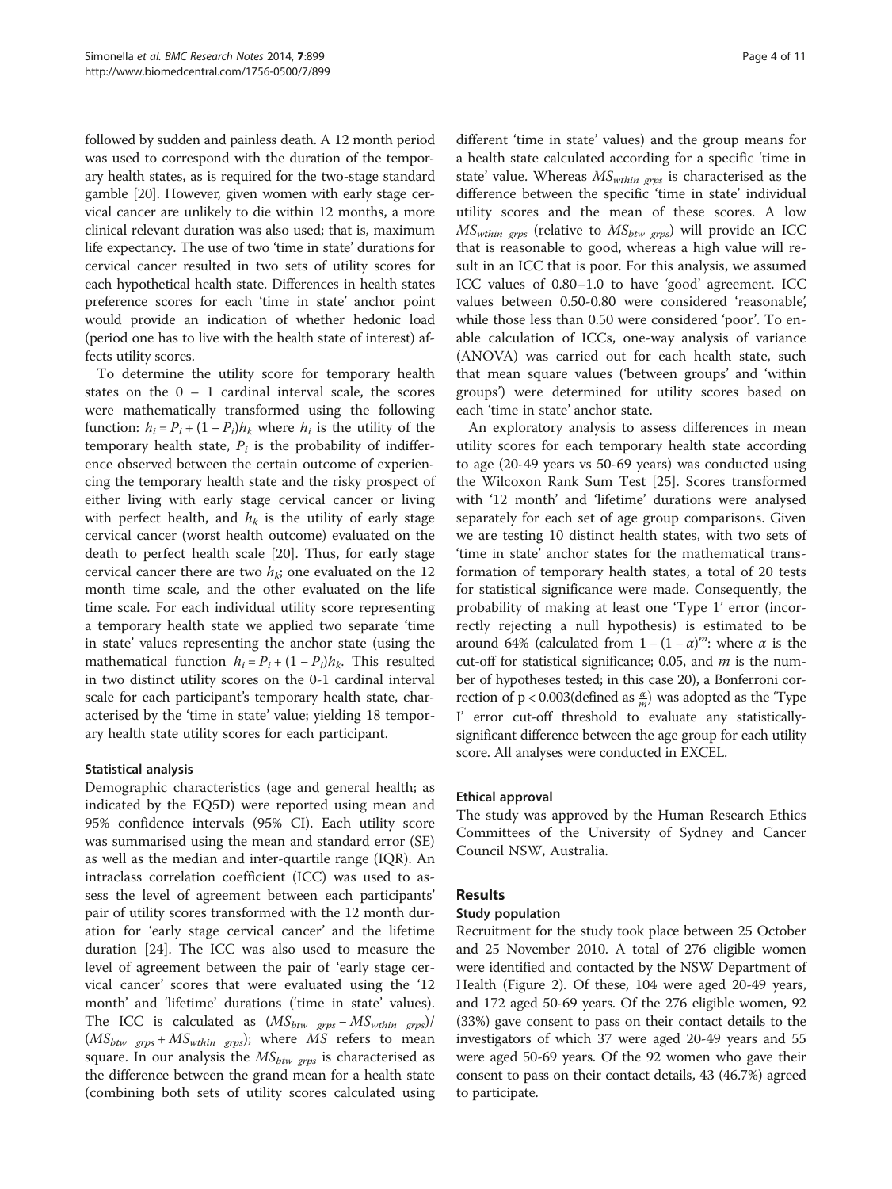followed by sudden and painless death. A 12 month period was used to correspond with the duration of the temporary health states, as is required for the two-stage standard gamble [20]. However, given women with early stage cervical cancer are unlikely to die within 12 months, a more clinical relevant duration was also used; that is, maximum life expectancy. The use of two 'time in state' durations for cervical cancer resulted in two sets of utility scores for each hypothetical health state. Differences in health states preference scores for each 'time in state' anchor point would provide an indication of whether hedonic load (period one has to live with the health state of interest) affects utility scores.

To determine the utility score for temporary health states on the 0 – 1 cardinal interval scale, the scores were mathematically transformed using the following function: $h_i = P_i + (1 - P_i)h_k$ where $h_i$ is the utility of the temporary health state, $P_i$ is the probability of indifference observed between the certain outcome of experiencing the temporary health state and the risky prospect of either living with early stage cervical cancer or living with perfect health, and $h_k$ is the utility of early stage cervical cancer (worst health outcome) evaluated on the death to perfect health scale [20]. Thus, for early stage cervical cancer there are two $h_k$; one evaluated on the 12 month time scale, and the other evaluated on the life time scale. For each individual utility score representing a temporary health state we applied two separate 'time in state' values representing the anchor state (using the mathematical function $h_i = P_i + (1 - P_i)h_k$. This resulted in two distinct utility scores on the 0-1 cardinal interval scale for each participant's temporary health state, characterised by the 'time in state' value; yielding 18 temporary health state utility scores for each participant.

### Statistical analysis

Demographic characteristics (age and general health; as indicated by the EQ5D) were reported using mean and 95% confidence intervals (95% CI). Each utility score was summarised using the mean and standard error (SE) as well as the median and inter-quartile range (IQR). An intraclass correlation coefficient (ICC) was used to assess the level of agreement between each participants' pair of utility scores transformed with the 12 month duration for 'early stage cervical cancer' and the lifetime duration [24]. The ICC was also used to measure the level of agreement between the pair of 'early stage cervical cancer' scores that were evaluated using the '12 month' and 'lifetime' durations ('time in state' values). The ICC is calculated as $(MS_{btw\ grps} - MS_{wthin\ grps})/(MS_{btw\ grps} + MS_{wthin\ grps})$; where $MS$ refers to mean square. In our analysis the $MS_{btw\ grps}$ is characterised as the difference between the grand mean for a health state (combining both sets of utility scores calculated using different 'time in state' values) and the group means for a health state calculated according for a specific 'time in state' value. Whereas $MS_{wthin\ grps}$ is characterised as the difference between the specific 'time in state' individual utility scores and the mean of these scores. A low $MS_{wthin\ grps}$ (relative to $MS_{btw\ grps}$) will provide an ICC that is reasonable to good, whereas a high value will result in an ICC that is poor. For this analysis, we assumed ICC values of 0.80–1.0 to have 'good' agreement. ICC values between 0.50-0.80 were considered 'reasonable', while those less than 0.50 were considered 'poor'. To enable calculation of ICCs, one-way analysis of variance (ANOVA) was carried out for each health state, such that mean square values ('between groups' and 'within groups') were determined for utility scores based on each 'time in state' anchor state.

An exploratory analysis to assess differences in mean utility scores for each temporary health state according to age (20-49 years vs 50-69 years) was conducted using the Wilcoxon Rank Sum Test [25]. Scores transformed with '12 month' and 'lifetime' durations were analysed separately for each set of age group comparisons. Given we are testing 10 distinct health states, with two sets of 'time in state' anchor states for the mathematical transformation of temporary health states, a total of 20 tests for statistical significance were made. Consequently, the probability of making at least one 'Type 1' error (incorrectly rejecting a null hypothesis) is estimated to be around 64% (calculated from $1 - (1 - \alpha)^m$: where $\alpha$ is the cut-off for statistical significance; 0.05, and $m$ is the number of hypotheses tested; in this case 20), a Bonferroni correction of $p < 0.003$(defined as $\frac{\alpha}{m}$) was adopted as the 'Type I' error cut-off threshold to evaluate any statistically-significant difference between the age group for each utility score. All analyses were conducted in EXCEL.

### Ethical approval

The study was approved by the Human Research Ethics Committees of the University of Sydney and Cancer Council NSW, Australia.

## Results

### Study population

Recruitment for the study took place between 25 October and 25 November 2010. A total of 276 eligible women were identified and contacted by the NSW Department of Health (Figure 2). Of these, 104 were aged 20-49 years, and 172 aged 50-69 years. Of the 276 eligible women, 92 (33%) gave consent to pass on their contact details to the investigators of which 37 were aged 20-49 years and 55 were aged 50-69 years. Of the 92 women who gave their consent to pass on their contact details, 43 (46.7%) agreed to participate.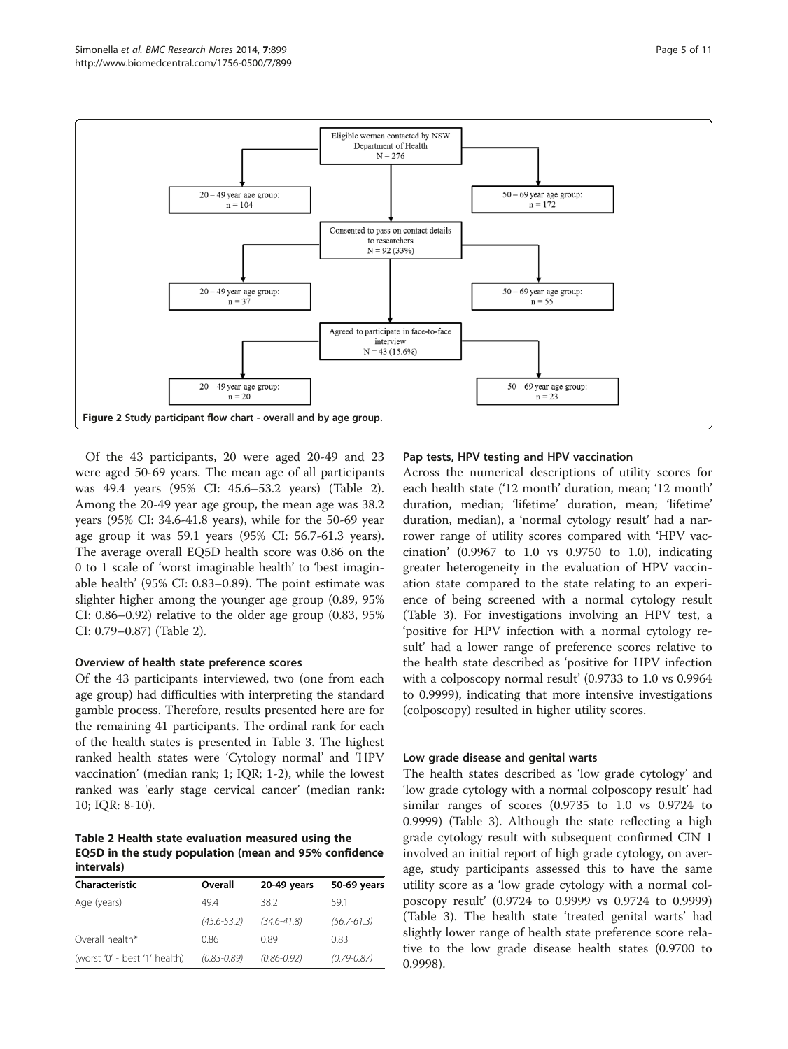Figure 2 Study participant flow chart - overall and by age group.

Of the 43 participants, 20 were aged 20-49 and 23 were aged 50-69 years. The mean age of all participants was 49.4 years (95% CI: 45.6–53.2 years) (Table 2). Among the 20-49 year age group, the mean age was 38.2 years (95% CI: 34.6-41.8 years), while for the 50-69 year age group it was 59.1 years (95% CI: 56.7-61.3 years). The average overall EQ5D health score was 0.86 on the 0 to 1 scale of 'worst imaginable health' to 'best imaginable health' (95% CI: 0.83–0.89). The point estimate was slighter higher among the younger age group (0.89, 95% CI: 0.86–0.92) relative to the older age group (0.83, 95% CI: 0.79–0.87) (Table 2).

### Overview of health state preference scores

Of the 43 participants interviewed, two (one from each age group) had difficulties with interpreting the standard gamble process. Therefore, results presented here are for the remaining 41 participants. The ordinal rank for each of the health states is presented in Table 3. The highest ranked health states were 'Cytology normal' and 'HPV vaccination' (median rank; 1; IQR; 1-2), while the lowest ranked was 'early stage cervical cancer' (median rank: 10; IQR: 8-10).

**Table 2 Health state evaluation measured using the EQ5D in the study population (mean and 95% confidence intervals)**

| Characteristic | Overall | 20-49 years | 50-69 years |
|---|---|---|---|
| Age (years) | 49.4 | 38.2 | 59.1 |
| | *(45.6-53.2)* | *(34.6-41.8)* | *(56.7-61.3)* |
| Overall health* | 0.86 | 0.89 | 0.83 |
| (worst '0' - best '1' health) | *(0.83-0.89)* | *(0.86-0.92)* | *(0.79-0.87)* |

### Pap tests, HPV testing and HPV vaccination

Across the numerical descriptions of utility scores for each health state ('12 month' duration, mean; '12 month' duration, median; 'lifetime' duration, mean; 'lifetime' duration, median), a 'normal cytology result' had a narrower range of utility scores compared with 'HPV vaccination' (0.9967 to 1.0 vs 0.9750 to 1.0), indicating greater heterogeneity in the evaluation of HPV vaccination state compared to the state relating to an experience of being screened with a normal cytology result (Table 3). For investigations involving an HPV test, a 'positive for HPV infection with a normal cytology result' had a lower range of preference scores relative to the health state described as 'positive for HPV infection with a colposcopy normal result' (0.9733 to 1.0 vs 0.9964 to 0.9999), indicating that more intensive investigations (colposcopy) resulted in higher utility scores.

### Low grade disease and genital warts

The health states described as 'low grade cytology' and 'low grade cytology with a normal colposcopy result' had similar ranges of scores (0.9735 to 1.0 vs 0.9724 to 0.9999) (Table 3). Although the state reflecting a high grade cytology result with subsequent confirmed CIN 1 involved an initial report of high grade cytology, on average, study participants assessed this to have the same utility score as a 'low grade cytology with a normal colposcopy result' (0.9724 to 0.9999 vs 0.9724 to 0.9999) (Table 3). The health state 'treated genital warts' had slightly lower range of health state preference score relative to the low grade disease health states (0.9700 to 0.9998).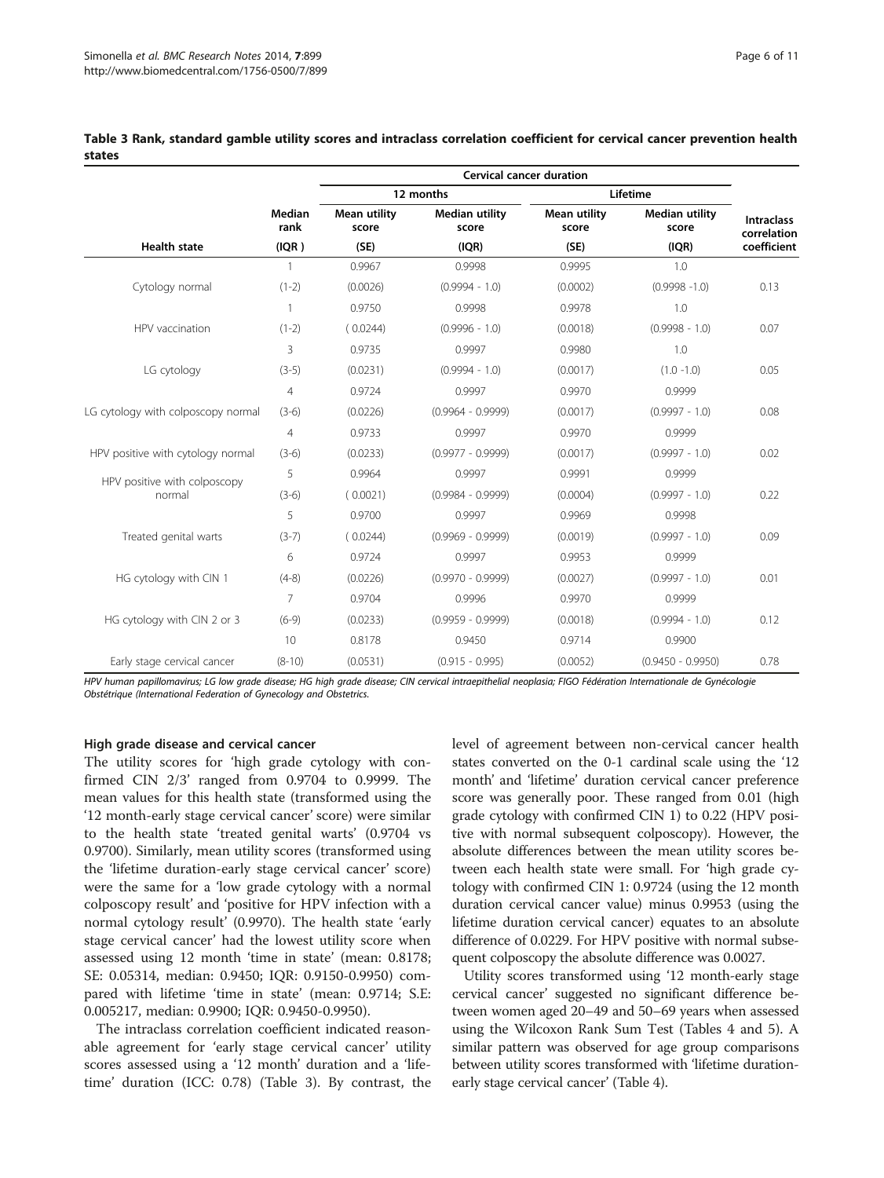**Table 3 Rank, standard gamble utility scores and intraclass correlation coefficient for cervical cancer prevention health states**

| | | Cervical cancer duration | | | | |
|---|---|---|---|---|---|---|
| | | 12 months | | Lifetime | | |
| Health state | Median rank (IQR) | Mean utility score (SE) | Median utility score (IQR) | Mean utility score (SE) | Median utility score (IQR) | Intraclass correlation coefficient |
| Cytology normal | 1 (1-2) | 0.9967 (0.0026) | 0.9998 (0.9994 - 1.0) | 0.9995 (0.0002) | 1.0 (0.9998 -1.0) | 0.13 |
| HPV vaccination | 1 (1-2) | 0.9750 ( 0.0244) | 0.9998 (0.9996 - 1.0) | 0.9978 (0.0018) | 1.0 (0.9998 - 1.0) | 0.07 |
| LG cytology | 3 (3-5) | 0.9735 (0.0231) | 0.9997 (0.9994 - 1.0) | 0.9980 (0.0017) | 1.0 (1.0 -1.0) | 0.05 |
| LG cytology with colposcopy normal | 4 (3-6) | 0.9724 (0.0226) | 0.9997 (0.9964 - 0.9999) | 0.9970 (0.0017) | 0.9999 (0.9997 - 1.0) | 0.08 |
| HPV positive with cytology normal | 4 (3-6) | 0.9733 (0.0233) | 0.9997 (0.9977 - 0.9999) | 0.9970 (0.0017) | 0.9999 (0.9997 - 1.0) | 0.02 |
| HPV positive with colposcopy normal | 5 (3-6) | 0.9964 ( 0.0021) | 0.9997 (0.9984 - 0.9999) | 0.9991 (0.0004) | 0.9999 (0.9997 - 1.0) | 0.22 |
| Treated genital warts | 5 (3-7) | 0.9700 ( 0.0244) | 0.9997 (0.9969 - 0.9999) | 0.9969 (0.0019) | 0.9998 (0.9997 - 1.0) | 0.09 |
| HG cytology with CIN 1 | 6 (4-8) | 0.9724 (0.0226) | 0.9997 (0.9970 - 0.9999) | 0.9953 (0.0027) | 0.9999 (0.9997 - 1.0) | 0.01 |
| HG cytology with CIN 2 or 3 | 7 (6-9) | 0.9704 (0.0233) | 0.9996 (0.9959 - 0.9999) | 0.9970 (0.0018) | 0.9999 (0.9994 - 1.0) | 0.12 |
| Early stage cervical cancer | 10 (8-10) | 0.8178 (0.0531) | 0.9450 (0.915 - 0.995) | 0.9714 (0.0052) | 0.9900 (0.9450 - 0.9950) | 0.78 |

*HPV human papillomavirus; LG low grade disease; HG high grade disease; CIN cervical intraepithelial neoplasia; FIGO Fédération Internationale de Gynécologie Obstétrique (International Federation of Gynecology and Obstetrics.*

#### High grade disease and cervical cancer

The utility scores for 'high grade cytology with confirmed CIN 2/3' ranged from 0.9704 to 0.9999. The mean values for this health state (transformed using the '12 month-early stage cervical cancer' score) were similar to the health state 'treated genital warts' (0.9704 vs 0.9700). Similarly, mean utility scores (transformed using the 'lifetime duration-early stage cervical cancer' score) were the same for a 'low grade cytology with a normal colposcopy result' and 'positive for HPV infection with a normal cytology result' (0.9970). The health state 'early stage cervical cancer' had the lowest utility score when assessed using 12 month 'time in state' (mean: 0.8178; SE: 0.05314, median: 0.9450; IQR: 0.9150-0.9950) compared with lifetime 'time in state' (mean: 0.9714; S.E: 0.005217, median: 0.9900; IQR: 0.9450-0.9950).

The intraclass correlation coefficient indicated reasonable agreement for 'early stage cervical cancer' utility scores assessed using a '12 month' duration and a 'lifetime' duration (ICC: 0.78) (Table 3). By contrast, the level of agreement between non-cervical cancer health states converted on the 0-1 cardinal scale using the '12 month' and 'lifetime' duration cervical cancer preference score was generally poor. These ranged from 0.01 (high grade cytology with confirmed CIN 1) to 0.22 (HPV positive with normal subsequent colposcopy). However, the absolute differences between the mean utility scores between each health state were small. For 'high grade cytology with confirmed CIN 1: 0.9724 (using the 12 month duration cervical cancer value) minus 0.9953 (using the lifetime duration cervical cancer) equates to an absolute difference of 0.0229. For HPV positive with normal subsequent colposcopy the absolute difference was 0.0027.

Utility scores transformed using '12 month-early stage cervical cancer' suggested no significant difference between women aged 20–49 and 50–69 years when assessed using the Wilcoxon Rank Sum Test (Tables 4 and 5). A similar pattern was observed for age group comparisons between utility scores transformed with 'lifetime duration-early stage cervical cancer' (Table 4).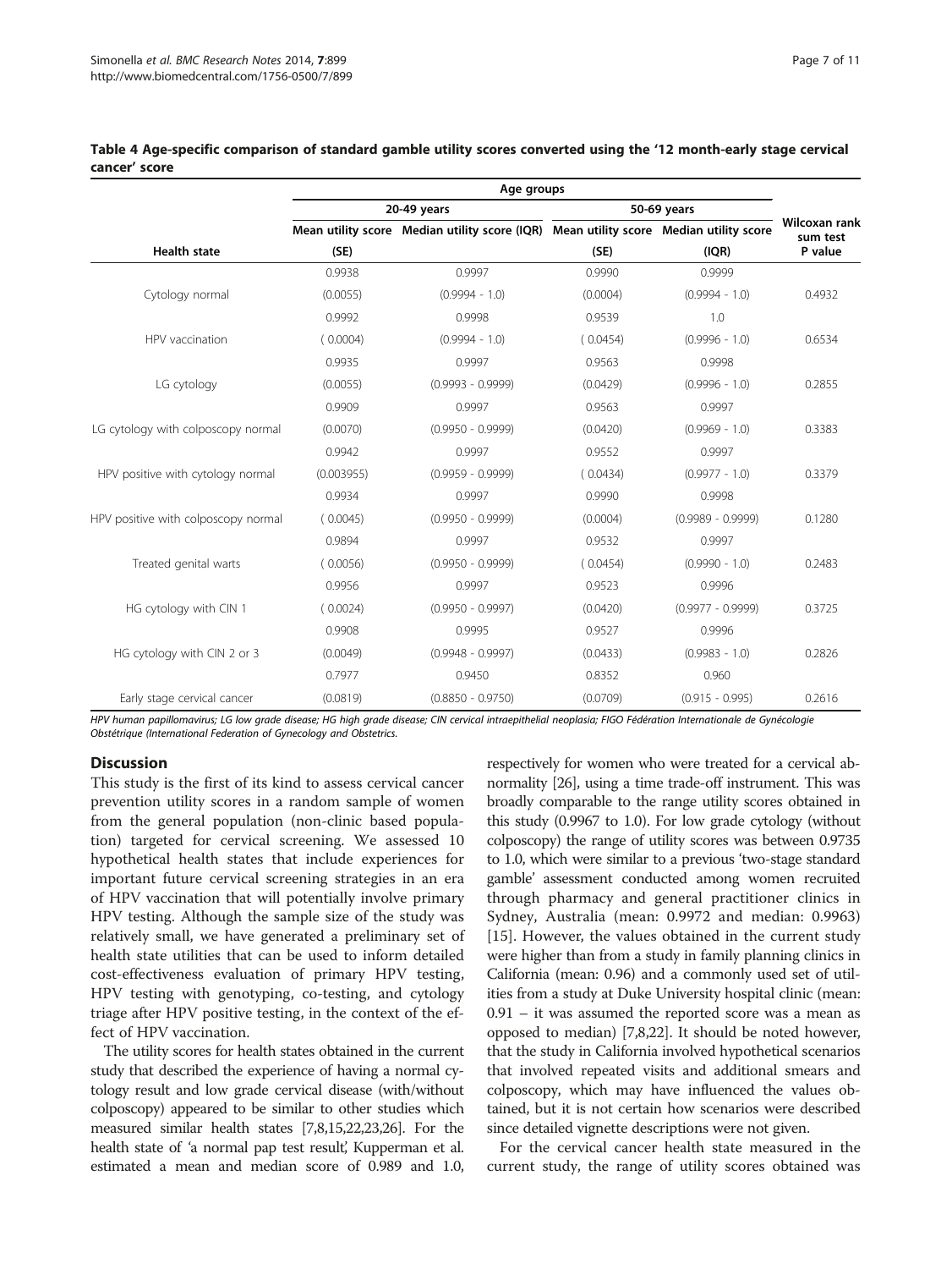**Table 4 Age-specific comparison of standard gamble utility scores converted using the '12 month-early stage cervical cancer' score**

| | Age groups | | | | |
|---|---|---|---|---|---|
| | 20-49 years | | 50-69 years | | |
| Health state | Mean utility score (SE) | Median utility score (IQR) | Mean utility score (SE) | Median utility score (IQR) | Wilcoxan rank sum test P value |
| Cytology normal | 0.9938 (0.0055) | 0.9997 (0.9994 - 1.0) | 0.9990 (0.0004) | 0.9999 (0.9994 - 1.0) | 0.4932 |
| HPV vaccination | 0.9992 ( 0.0004) | 0.9998 (0.9994 - 1.0) | 0.9539 ( 0.0454) | 1.0 (0.9996 - 1.0) | 0.6534 |
| LG cytology | 0.9935 (0.0055) | 0.9997 (0.9993 - 0.9999) | 0.9563 (0.0429) | 0.9998 (0.9996 - 1.0) | 0.2855 |
| LG cytology with colposcopy normal | 0.9909 (0.0070) | 0.9997 (0.9950 - 0.9999) | 0.9563 (0.0420) | 0.9997 (0.9969 - 1.0) | 0.3383 |
| HPV positive with cytology normal | 0.9942 (0.003955) | 0.9997 (0.9959 - 0.9999) | 0.9552 ( 0.0434) | 0.9997 (0.9977 - 1.0) | 0.3379 |
| HPV positive with colposcopy normal | 0.9934 ( 0.0045) | 0.9997 (0.9950 - 0.9999) | 0.9990 (0.0004) | 0.9998 (0.9989 - 0.9999) | 0.1280 |
| Treated genital warts | 0.9894 ( 0.0056) | 0.9997 (0.9950 - 0.9999) | 0.9532 ( 0.0454) | 0.9997 (0.9990 - 1.0) | 0.2483 |
| HG cytology with CIN 1 | 0.9956 ( 0.0024) | 0.9997 (0.9950 - 0.9997) | 0.9523 (0.0420) | 0.9996 (0.9977 - 0.9999) | 0.3725 |
| HG cytology with CIN 2 or 3 | 0.9908 (0.0049) | 0.9995 (0.9948 - 0.9997) | 0.9527 (0.0433) | 0.9996 (0.9983 - 1.0) | 0.2826 |
| Early stage cervical cancer | 0.7977 (0.0819) | 0.9450 (0.8850 - 0.9750) | 0.8352 (0.0709) | 0.960 (0.915 - 0.995) | 0.2616 |

*HPV human papillomavirus; LG low grade disease; HG high grade disease; CIN cervical intraepithelial neoplasia; FIGO Fédération Internationale de Gynécologie Obstétrique (International Federation of Gynecology and Obstetrics.*

## Discussion

This study is the first of its kind to assess cervical cancer prevention utility scores in a random sample of women from the general population (non-clinic based population) targeted for cervical screening. We assessed 10 hypothetical health states that include experiences for important future cervical screening strategies in an era of HPV vaccination that will potentially involve primary HPV testing. Although the sample size of the study was relatively small, we have generated a preliminary set of health state utilities that can be used to inform detailed cost-effectiveness evaluation of primary HPV testing, HPV testing with genotyping, co-testing, and cytology triage after HPV positive testing, in the context of the effect of HPV vaccination.

The utility scores for health states obtained in the current study that described the experience of having a normal cytology result and low grade cervical disease (with/without colposcopy) appeared to be similar to other studies which measured similar health states [7,8,15,22,23,26]. For the health state of 'a normal pap test result', Kupperman et al. estimated a mean and median score of 0.989 and 1.0, respectively for women who were treated for a cervical abnormality [26], using a time trade-off instrument. This was broadly comparable to the range utility scores obtained in this study (0.9967 to 1.0). For low grade cytology (without colposcopy) the range of utility scores was between 0.9735 to 1.0, which were similar to a previous 'two-stage standard gamble' assessment conducted among women recruited through pharmacy and general practitioner clinics in Sydney, Australia (mean: 0.9972 and median: 0.9963) [15]. However, the values obtained in the current study were higher than from a study in family planning clinics in California (mean: 0.96) and a commonly used set of utilities from a study at Duke University hospital clinic (mean: 0.91 – it was assumed the reported score was a mean as opposed to median) [7,8,22]. It should be noted however, that the study in California involved hypothetical scenarios that involved repeated visits and additional smears and colposcopy, which may have influenced the values obtained, but it is not certain how scenarios were described since detailed vignette descriptions were not given.

For the cervical cancer health state measured in the current study, the range of utility scores obtained was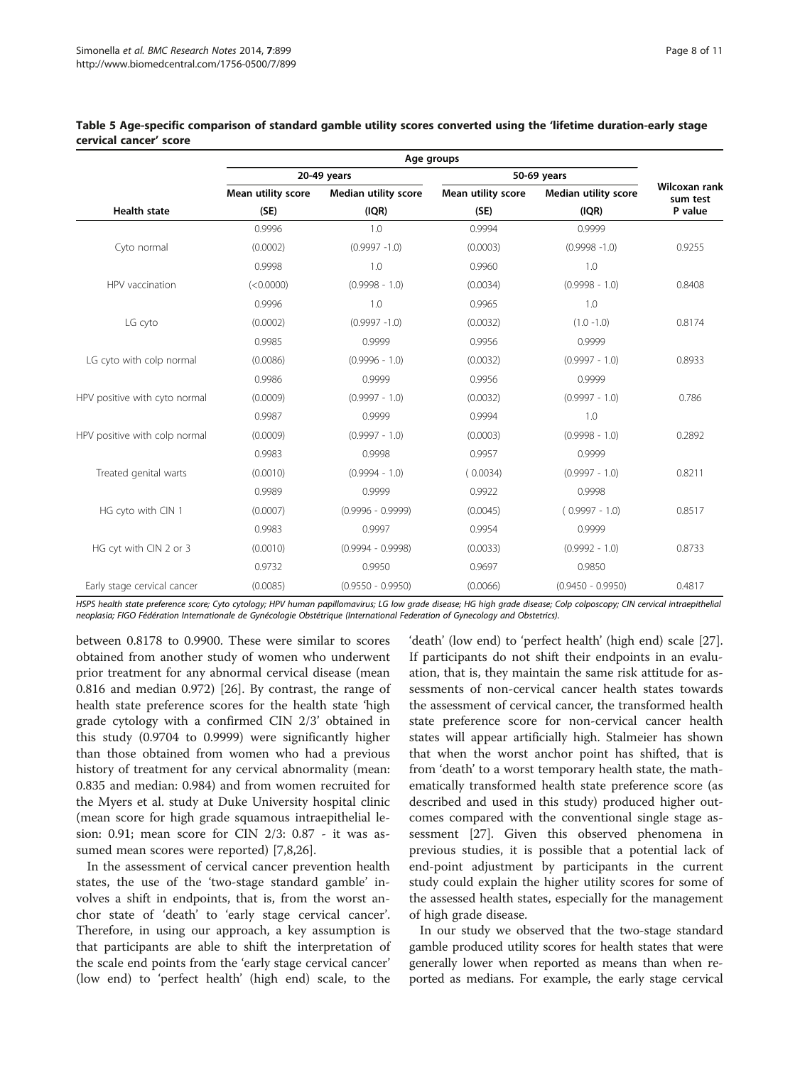**Table 5 Age-specific comparison of standard gamble utility scores converted using the 'lifetime duration-early stage cervical cancer' score**

| | Age groups | | | | |
|---|---|---|---|---|---|
| | 20-49 years | | 50-69 years | | |
| Health state | Mean utility score (SE) | Median utility score (IQR) | Mean utility score (SE) | Median utility score (IQR) | Wilcoxan rank sum test P value |
| Cyto normal | 0.9996 (0.0002) | 1.0 (0.9997 -1.0) | 0.9994 (0.0003) | 0.9999 (0.9998 -1.0) | 0.9255 |
| HPV vaccination | 0.9998 (<0.0000) | 1.0 (0.9998 - 1.0) | 0.9960 (0.0034) | 1.0 (0.9998 - 1.0) | 0.8408 |
| LG cyto | 0.9996 (0.0002) | 1.0 (0.9997 -1.0) | 0.9965 (0.0032) | 1.0 (1.0 -1.0) | 0.8174 |
| LG cyto with colp normal | 0.9985 (0.0086) | 0.9999 (0.9996 - 1.0) | 0.9956 (0.0032) | 0.9999 (0.9997 - 1.0) | 0.8933 |
| HPV positive with cyto normal | 0.9986 (0.0009) | 0.9999 (0.9997 - 1.0) | 0.9956 (0.0032) | 0.9999 (0.9997 - 1.0) | 0.786 |
| HPV positive with colp normal | 0.9987 (0.0009) | 0.9999 (0.9997 - 1.0) | 0.9994 (0.0003) | 1.0 (0.9998 - 1.0) | 0.2892 |
| Treated genital warts | 0.9983 (0.0010) | 0.9998 (0.9994 - 1.0) | 0.9957 ( 0.0034) | 0.9999 (0.9997 - 1.0) | 0.8211 |
| HG cyto with CIN 1 | 0.9989 (0.0007) | 0.9999 (0.9996 - 0.9999) | 0.9922 (0.0045) | 0.9998 ( 0.9997 - 1.0) | 0.8517 |
| HG cyt with CIN 2 or 3 | 0.9983 (0.0010) | 0.9997 (0.9994 - 0.9998) | 0.9954 (0.0033) | 0.9999 (0.9992 - 1.0) | 0.8733 |
| Early stage cervical cancer | 0.9732 (0.0085) | 0.9950 (0.9550 - 0.9950) | 0.9697 (0.0066) | 0.9850 (0.9450 - 0.9950) | 0.4817 |

*HSPS health state preference score; Cyto cytology; HPV human papillomavirus; LG low grade disease; HG high grade disease; Colp colposcopy; CIN cervical intraepithelial neoplasia; FIGO Fédération Internationale de Gynécologie Obstétrique (International Federation of Gynecology and Obstetrics).*

between 0.8178 to 0.9900. These were similar to scores obtained from another study of women who underwent prior treatment for any abnormal cervical disease (mean 0.816 and median 0.972) [26]. By contrast, the range of health state preference scores for the health state 'high grade cytology with a confirmed CIN 2/3' obtained in this study (0.9704 to 0.9999) were significantly higher than those obtained from women who had a previous history of treatment for any cervical abnormality (mean: 0.835 and median: 0.984) and from women recruited for the Myers et al. study at Duke University hospital clinic (mean score for high grade squamous intraepithelial lesion: 0.91; mean score for CIN 2/3: 0.87 - it was assumed mean scores were reported) [7,8,26].

In the assessment of cervical cancer prevention health states, the use of the 'two-stage standard gamble' involves a shift in endpoints, that is, from the worst anchor state of 'death' to 'early stage cervical cancer'. Therefore, in using our approach, a key assumption is that participants are able to shift the interpretation of the scale end points from the 'early stage cervical cancer' (low end) to 'perfect health' (high end) scale, to the 'death' (low end) to 'perfect health' (high end) scale [27]. If participants do not shift their endpoints in an evaluation, that is, they maintain the same risk attitude for assessments of non-cervical cancer health states towards the assessment of cervical cancer, the transformed health state preference score for non-cervical cancer health states will appear artificially high. Stalmeier has shown that when the worst anchor point has shifted, that is from 'death' to a worst temporary health state, the mathematically transformed health state preference score (as described and used in this study) produced higher outcomes compared with the conventional single stage assessment [27]. Given this observed phenomena in previous studies, it is possible that a potential lack of end-point adjustment by participants in the current study could explain the higher utility scores for some of the assessed health states, especially for the management of high grade disease.

In our study we observed that the two-stage standard gamble produced utility scores for health states that were generally lower when reported as means than when reported as medians. For example, the early stage cervical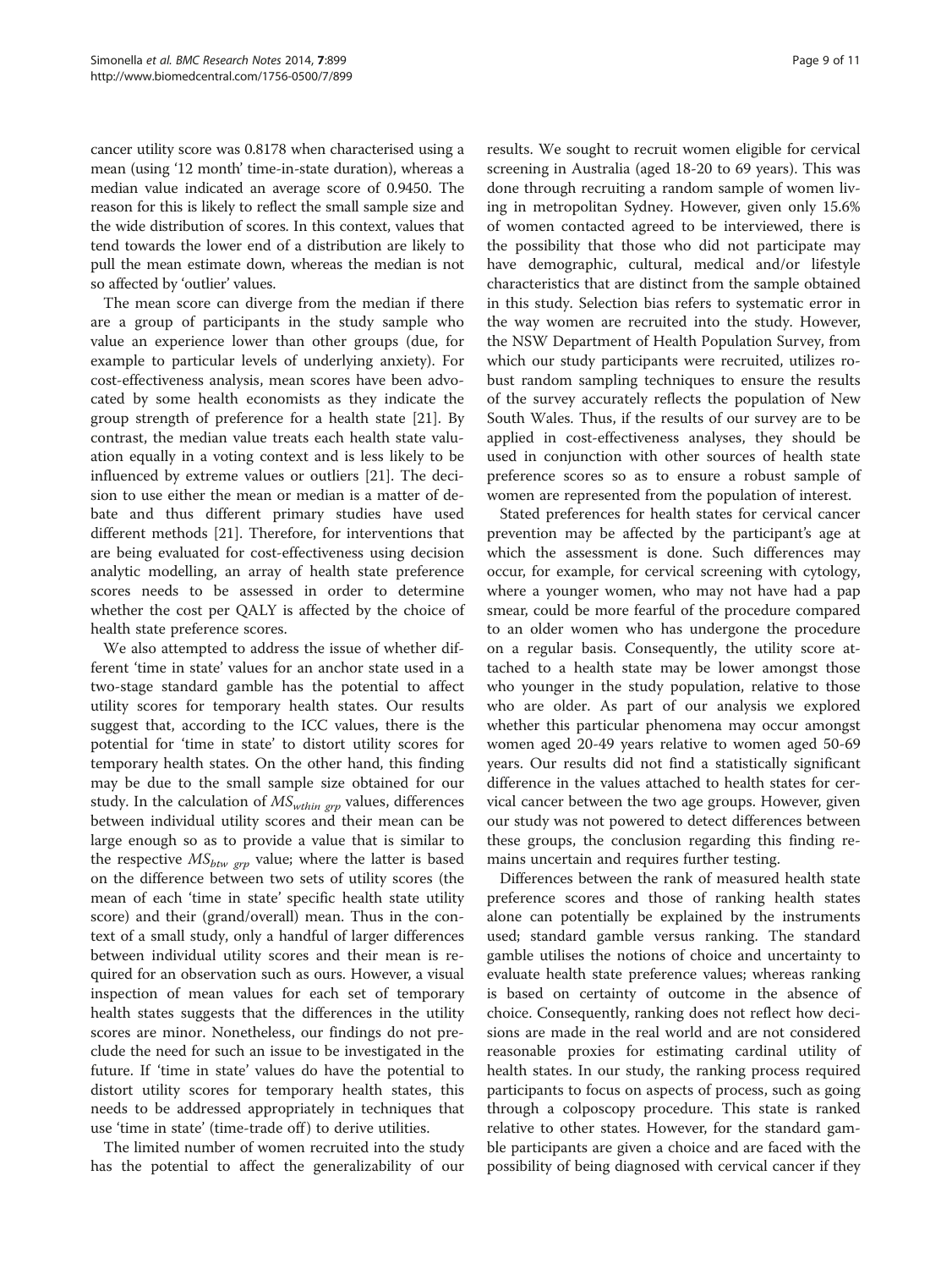cancer utility score was 0.8178 when characterised using a mean (using '12 month' time-in-state duration), whereas a median value indicated an average score of 0.9450. The reason for this is likely to reflect the small sample size and the wide distribution of scores. In this context, values that tend towards the lower end of a distribution are likely to pull the mean estimate down, whereas the median is not so affected by 'outlier' values.

The mean score can diverge from the median if there are a group of participants in the study sample who value an experience lower than other groups (due, for example to particular levels of underlying anxiety). For cost-effectiveness analysis, mean scores have been advocated by some health economists as they indicate the group strength of preference for a health state [21]. By contrast, the median value treats each health state valuation equally in a voting context and is less likely to be influenced by extreme values or outliers [21]. The decision to use either the mean or median is a matter of debate and thus different primary studies have used different methods [21]. Therefore, for interventions that are being evaluated for cost-effectiveness using decision analytic modelling, an array of health state preference scores needs to be assessed in order to determine whether the cost per QALY is affected by the choice of health state preference scores.

We also attempted to address the issue of whether different 'time in state' values for an anchor state used in a two-stage standard gamble has the potential to affect utility scores for temporary health states. Our results suggest that, according to the ICC values, there is the potential for 'time in state' to distort utility scores for temporary health states. On the other hand, this finding may be due to the small sample size obtained for our study. In the calculation of $MS_{wthin\ grp}$ values, differences between individual utility scores and their mean can be large enough so as to provide a value that is similar to the respective $MS_{btw\ grp}$ value; where the latter is based on the difference between two sets of utility scores (the mean of each 'time in state' specific health state utility score) and their (grand/overall) mean. Thus in the context of a small study, only a handful of larger differences between individual utility scores and their mean is required for an observation such as ours. However, a visual inspection of mean values for each set of temporary health states suggests that the differences in the utility scores are minor. Nonetheless, our findings do not preclude the need for such an issue to be investigated in the future. If 'time in state' values do have the potential to distort utility scores for temporary health states, this needs to be addressed appropriately in techniques that use 'time in state' (time-trade off) to derive utilities.

The limited number of women recruited into the study has the potential to affect the generalizability of our results. We sought to recruit women eligible for cervical screening in Australia (aged 18-20 to 69 years). This was done through recruiting a random sample of women living in metropolitan Sydney. However, given only 15.6% of women contacted agreed to be interviewed, there is the possibility that those who did not participate may have demographic, cultural, medical and/or lifestyle characteristics that are distinct from the sample obtained in this study. Selection bias refers to systematic error in the way women are recruited into the study. However, the NSW Department of Health Population Survey, from which our study participants were recruited, utilizes robust random sampling techniques to ensure the results of the survey accurately reflects the population of New South Wales. Thus, if the results of our survey are to be applied in cost-effectiveness analyses, they should be used in conjunction with other sources of health state preference scores so as to ensure a robust sample of women are represented from the population of interest.

Stated preferences for health states for cervical cancer prevention may be affected by the participant's age at which the assessment is done. Such differences may occur, for example, for cervical screening with cytology, where a younger women, who may not have had a pap smear, could be more fearful of the procedure compared to an older women who has undergone the procedure on a regular basis. Consequently, the utility score attached to a health state may be lower amongst those who younger in the study population, relative to those who are older. As part of our analysis we explored whether this particular phenomena may occur amongst women aged 20-49 years relative to women aged 50-69 years. Our results did not find a statistically significant difference in the values attached to health states for cervical cancer between the two age groups. However, given our study was not powered to detect differences between these groups, the conclusion regarding this finding remains uncertain and requires further testing.

Differences between the rank of measured health state preference scores and those of ranking health states alone can potentially be explained by the instruments used; standard gamble versus ranking. The standard gamble utilises the notions of choice and uncertainty to evaluate health state preference values; whereas ranking is based on certainty of outcome in the absence of choice. Consequently, ranking does not reflect how decisions are made in the real world and are not considered reasonable proxies for estimating cardinal utility of health states. In our study, the ranking process required participants to focus on aspects of process, such as going through a colposcopy procedure. This state is ranked relative to other states. However, for the standard gamble participants are given a choice and are faced with the possibility of being diagnosed with cervical cancer if they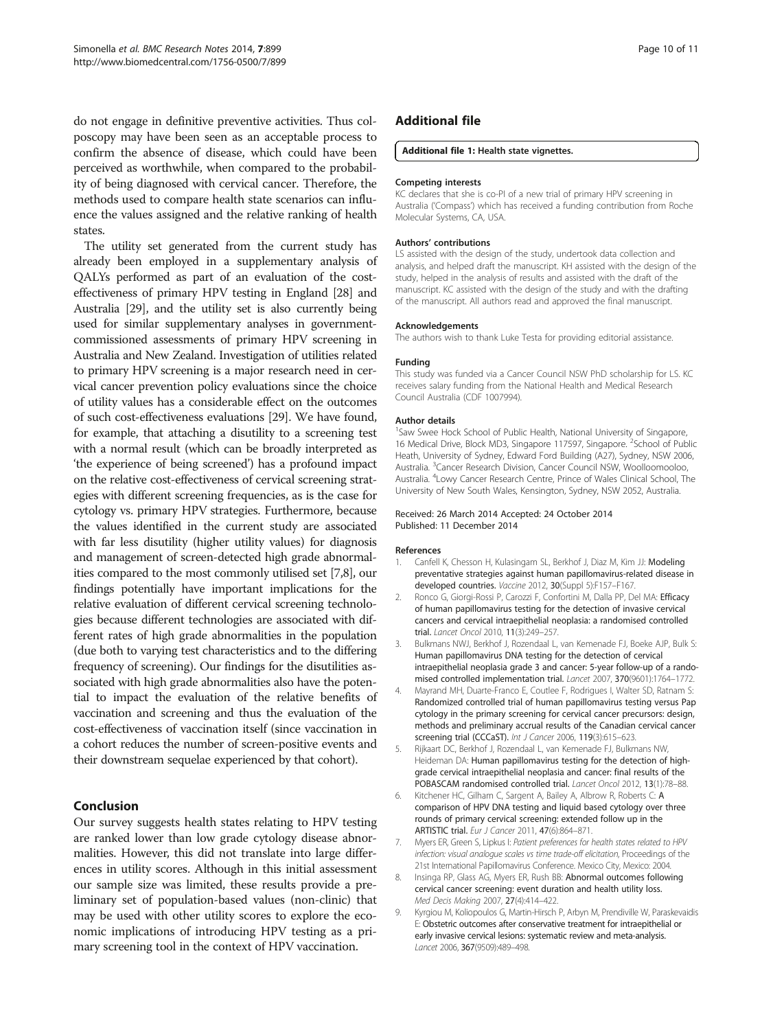do not engage in definitive preventive activities. Thus colposcopy may have been seen as an acceptable process to confirm the absence of disease, which could have been perceived as worthwhile, when compared to the probability of being diagnosed with cervical cancer. Therefore, the methods used to compare health state scenarios can influence the values assigned and the relative ranking of health states.

The utility set generated from the current study has already been employed in a supplementary analysis of QALYs performed as part of an evaluation of the cost-effectiveness of primary HPV testing in England [28] and Australia [29], and the utility set is also currently being used for similar supplementary analyses in government-commissioned assessments of primary HPV screening in Australia and New Zealand. Investigation of utilities related to primary HPV screening is a major research need in cervical cancer prevention policy evaluations since the choice of utility values has a considerable effect on the outcomes of such cost-effectiveness evaluations [29]. We have found, for example, that attaching a disutility to a screening test with a normal result (which can be broadly interpreted as 'the experience of being screened') has a profound impact on the relative cost-effectiveness of cervical screening strategies with different screening frequencies, as is the case for cytology vs. primary HPV strategies. Furthermore, because the values identified in the current study are associated with far less disutility (higher utility values) for diagnosis and management of screen-detected high grade abnormalities compared to the most commonly utilised set [7,8], our findings potentially have important implications for the relative evaluation of different cervical screening technologies because different technologies are associated with different rates of high grade abnormalities in the population (due both to varying test characteristics and to the differing frequency of screening). Our findings for the disutilities associated with high grade abnormalities also have the potential to impact the evaluation of the relative benefits of vaccination and screening and thus the evaluation of the cost-effectiveness of vaccination itself (since vaccination in a cohort reduces the number of screen-positive events and their downstream sequelae experienced by that cohort).

## Conclusion

Our survey suggests health states relating to HPV testing are ranked lower than low grade cytology disease abnormalities. However, this did not translate into large differences in utility scores. Although in this initial assessment our sample size was limited, these results provide a preliminary set of population-based values (non-clinic) that may be used with other utility scores to explore the economic implications of introducing HPV testing as a primary screening tool in the context of HPV vaccination.

## Additional file

**Additional file 1: Health state vignettes.**

#### Competing interests

KC declares that she is co-PI of a new trial of primary HPV screening in Australia ('Compass') which has received a funding contribution from Roche Molecular Systems, CA, USA.

#### Authors' contributions

LS assisted with the design of the study, undertook data collection and analysis, and helped draft the manuscript. KH assisted with the design of the study, helped in the analysis of results and assisted with the draft of the manuscript. KC assisted with the design of the study and with the drafting of the manuscript. All authors read and approved the final manuscript.

#### Acknowledgements

The authors wish to thank Luke Testa for providing editorial assistance.

#### Funding

This study was funded via a Cancer Council NSW PhD scholarship for LS. KC receives salary funding from the National Health and Medical Research Council Australia (CDF 1007994).

#### Author details

[1]Saw Swee Hock School of Public Health, National University of Singapore, 16 Medical Drive, Block MD3, Singapore 117597, Singapore. [2]School of Public Heath, University of Sydney, Edward Ford Building (A27), Sydney, NSW 2006, Australia. [3]Cancer Research Division, Cancer Council NSW, Woolloomooloo, Australia. [4]Lowy Cancer Research Centre, Prince of Wales Clinical School, The University of New South Wales, Kensington, Sydney, NSW 2052, Australia.

Received: 26 March 2014 Accepted: 24 October 2014
Published: 11 December 2014

#### References

1. Canfell K, Chesson H, Kulasingam SL, Berkhof J, Diaz M, Kim JJ: **Modeling preventative strategies against human papillomavirus-related disease in developed countries.** *Vaccine* 2012, **30**(Suppl 5):F157–F167.
2. Ronco G, Giorgi-Rossi P, Carozzi F, Confortini M, Dalla PP, Del MA: **Efficacy of human papillomavirus testing for the detection of invasive cervical cancers and cervical intraepithelial neoplasia: a randomised controlled trial.** *Lancet Oncol* 2010, **11**(3):249–257.
3. Bulkmans NWJ, Berkhof J, Rozendaal L, van Kemenade FJ, Boeke AJP, Bulk S: **Human papillomavirus DNA testing for the detection of cervical intraepithelial neoplasia grade 3 and cancer: 5-year follow-up of a randomised controlled implementation trial.** *Lancet* 2007, **370**(9601):1764–1772.
4. Mayrand MH, Duarte-Franco E, Coutlee F, Rodrigues I, Walter SD, Ratnam S: **Randomized controlled trial of human papillomavirus testing versus Pap cytology in the primary screening for cervical cancer precursors: design, methods and preliminary accrual results of the Canadian cervical cancer screening trial (CCCaST).** *Int J Cancer* 2006, **119**(3):615–623.
5. Rijkaart DC, Berkhof J, Rozendaal L, van Kemenade FJ, Bulkmans NW, Heideman DA: **Human papillomavirus testing for the detection of high-grade cervical intraepithelial neoplasia and cancer: final results of the POBASCAM randomised controlled trial.** *Lancet Oncol* 2012, **13**(1):78–88.
6. Kitchener HC, Gilham C, Sargent A, Bailey A, Albrow R, Roberts C: **A comparison of HPV DNA testing and liquid based cytology over three rounds of primary cervical screening: extended follow up in the ARTISTIC trial.** *Eur J Cancer* 2011, **47**(6):864–871.
7. Myers ER, Green S, Lipkus I: *Patient preferences for health states related to HPV infection: visual analogue scales vs time trade-off elicitation*, Proceedings of the 21st International Papillomavirus Conference. Mexico City, Mexico: 2004.
8. Insinga RP, Glass AG, Myers ER, Rush BB: **Abnormal outcomes following cervical cancer screening: event duration and health utility loss.** *Med Decis Making* 2007, **27**(4):414–422.
9. Kyrgiou M, Koliopoulos G, Martin-Hirsch P, Arbyn M, Prendiville W, Paraskevaidis E: **Obstetric outcomes after conservative treatment for intraepithelial or early invasive cervical lesions: systematic review and meta-analysis.** *Lancet* 2006, **367**(9509):489–498.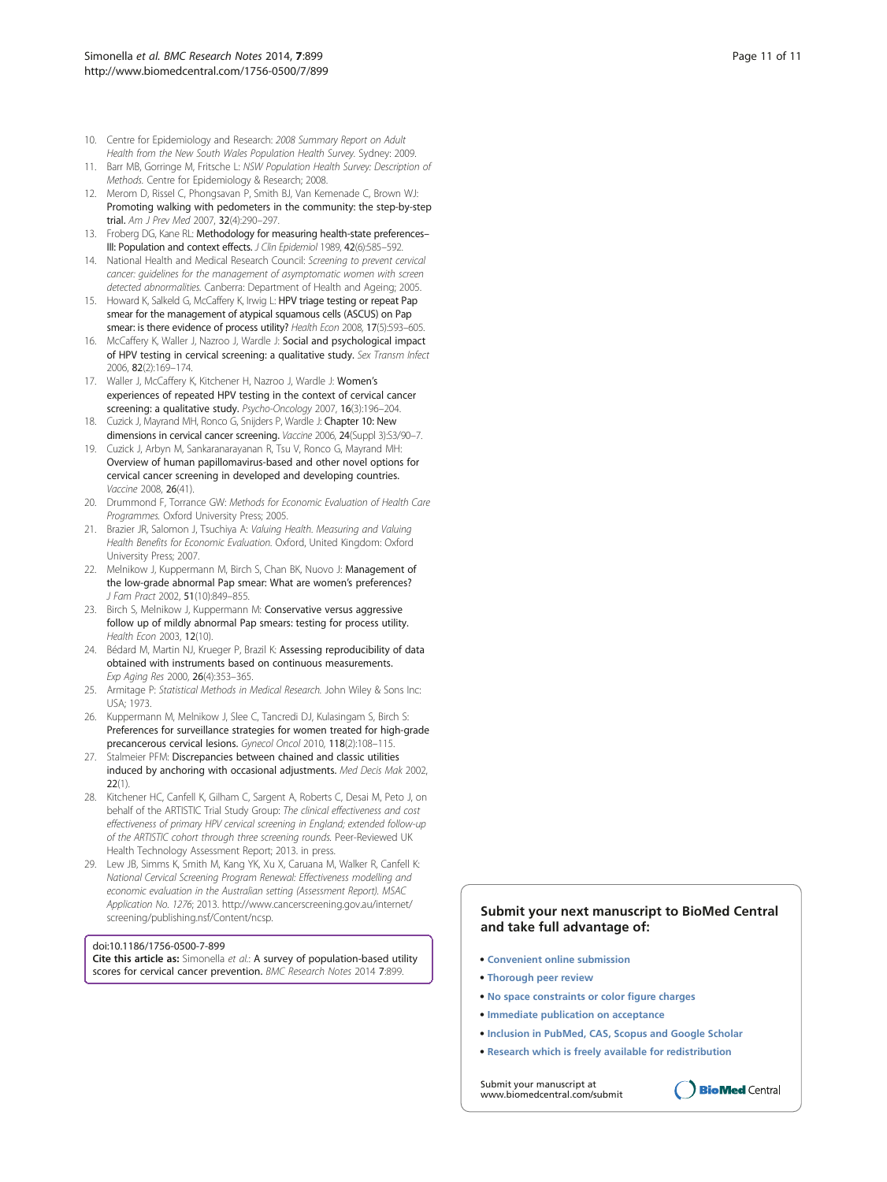10. Centre for Epidemiology and Research: *2008 Summary Report on Adult Health from the New South Wales Population Health Survey.* Sydney: 2009.
11. Barr MB, Gorringe M, Fritsche L: *NSW Population Health Survey: Description of Methods.* Centre for Epidemiology & Research; 2008.
12. Merom D, Rissel C, Phongsavan P, Smith BJ, Van Kemenade C, Brown WJ: **Promoting walking with pedometers in the community: the step-by-step trial.** *Am J Prev Med* 2007, **32**(4):290–297.
13. Froberg DG, Kane RL: **Methodology for measuring health-state preferences–III: Population and context effects.** *J Clin Epidemiol* 1989, **42**(6):585–592.
14. National Health and Medical Research Council: *Screening to prevent cervical cancer: guidelines for the management of asymptomatic women with screen detected abnormalities.* Canberra: Department of Health and Ageing; 2005.
15. Howard K, Salkeld G, McCaffery K, Irwig L: **HPV triage testing or repeat Pap smear for the management of atypical squamous cells (ASCUS) on Pap smear: is there evidence of process utility?** *Health Econ* 2008, **17**(5):593–605.
16. McCaffery K, Waller J, Nazroo J, Wardle J: **Social and psychological impact of HPV testing in cervical screening: a qualitative study.** *Sex Transm Infect* 2006, **82**(2):169–174.
17. Waller J, McCaffery K, Kitchener H, Nazroo J, Wardle J: **Women's experiences of repeated HPV testing in the context of cervical cancer screening: a qualitative study.** *Psycho-Oncology* 2007, **16**(3):196–204.
18. Cuzick J, Mayrand MH, Ronco G, Snijders P, Wardle J: **Chapter 10: New dimensions in cervical cancer screening.** *Vaccine* 2006, **24**(Suppl 3):S3/90–7.
19. Cuzick J, Arbyn M, Sankaranarayanan R, Tsu V, Ronco G, Mayrand MH: **Overview of human papillomavirus-based and other novel options for cervical cancer screening in developed and developing countries.** *Vaccine* 2008, **26**(41).
20. Drummond F, Torrance GW: *Methods for Economic Evaluation of Health Care Programmes.* Oxford University Press; 2005.
21. Brazier JR, Salomon J, Tsuchiya A: *Valuing Health. Measuring and Valuing Health Benefits for Economic Evaluation.* Oxford, United Kingdom: Oxford University Press; 2007.
22. Melnikow J, Kuppermann M, Birch S, Chan BK, Nuovo J: **Management of the low-grade abnormal Pap smear: What are women's preferences?** *J Fam Pract* 2002, **51**(10):849–855.
23. Birch S, Melnikow J, Kuppermann M: **Conservative versus aggressive follow up of mildly abnormal Pap smears: testing for process utility.** *Health Econ* 2003, **12**(10).
24. Bédard M, Martin NJ, Krueger P, Brazil K: **Assessing reproducibility of data obtained with instruments based on continuous measurements.** *Exp Aging Res* 2000, **26**(4):353–365.
25. Armitage P: *Statistical Methods in Medical Research.* John Wiley & Sons Inc: USA; 1973.
26. Kuppermann M, Melnikow J, Slee C, Tancredi DJ, Kulasingam S, Birch S: **Preferences for surveillance strategies for women treated for high-grade precancerous cervical lesions.** *Gynecol Oncol* 2010, **118**(2):108–115.
27. Stalmeier PFM: **Discrepancies between chained and classic utilities induced by anchoring with occasional adjustments.** *Med Decis Mak* 2002, **22**(1).
28. Kitchener HC, Canfell K, Gilham C, Sargent A, Roberts C, Desai M, Peto J, on behalf of the ARTISTIC Trial Study Group: *The clinical effectiveness and cost effectiveness of primary HPV cervical screening in England; extended follow-up of the ARTISTIC cohort through three screening rounds.* Peer-Reviewed UK Health Technology Assessment Report; 2013. in press.
29. Lew JB, Simms K, Smith M, Kang YK, Xu X, Caruana M, Walker R, Canfell K: *National Cervical Screening Program Renewal: Effectiveness modelling and economic evaluation in the Australian setting (Assessment Report). MSAC Application No. 1276*; 2013. http://www.cancerscreening.gov.au/internet/screening/publishing.nsf/Content/ncsp.

doi:10.1186/1756-0500-7-899
**Cite this article as:** Simonella *et al.*: A survey of population-based utility scores for cervical cancer prevention. *BMC Research Notes* 2014 7:899.

**Submit your next manuscript to BioMed Central and take full advantage of:**

- **Convenient online submission**
- **Thorough peer review**
- **No space constraints or color figure charges**
- **Immediate publication on acceptance**
- **Inclusion in PubMed, CAS, Scopus and Google Scholar**
- **Research which is freely available for redistribution**

Submit your manuscript at
www.biomedcentral.com/submit

BioMed Central